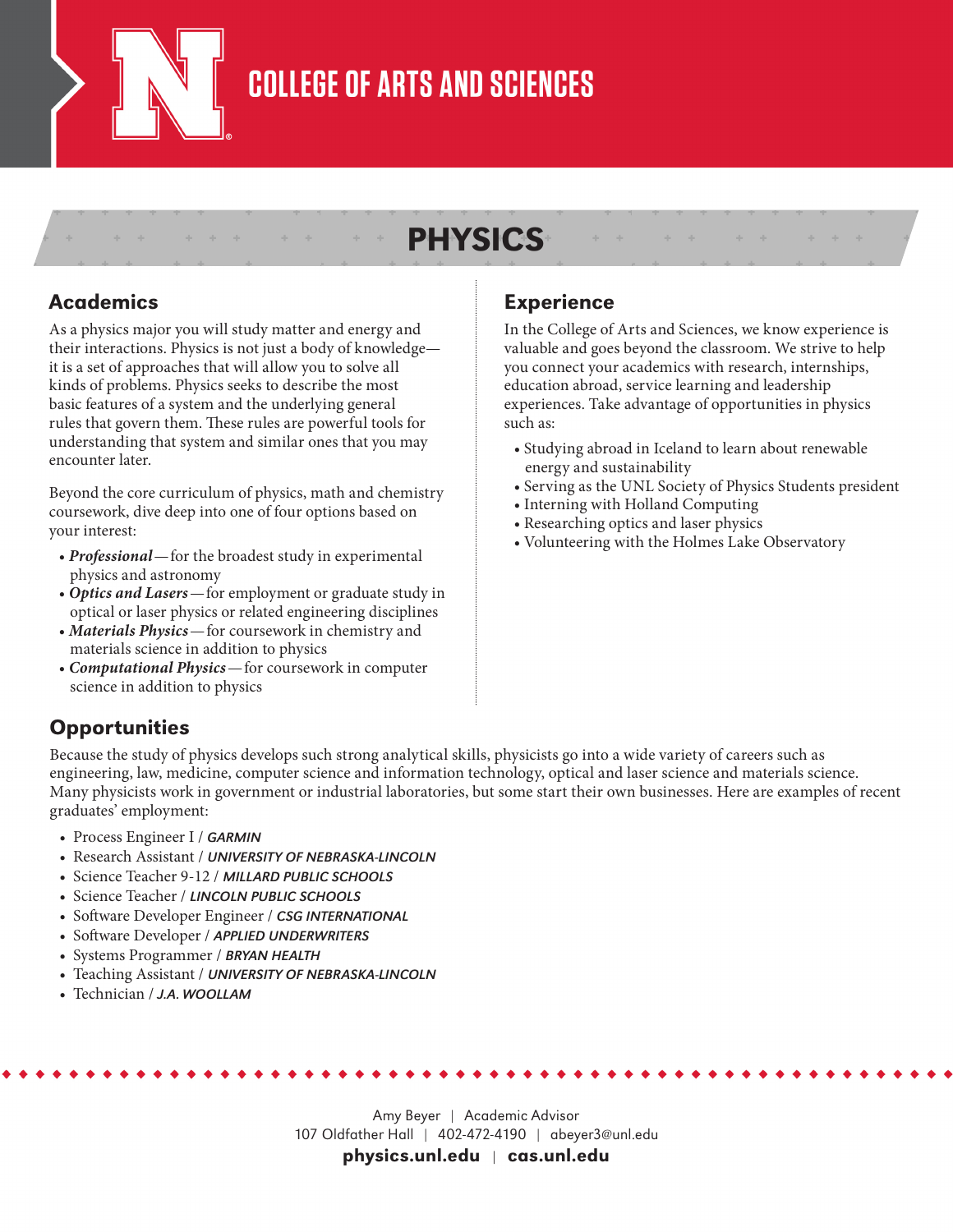# COLLEGE OF ARTS AND SCIENCES

# PHYSICS

## Academics

As a physics major you will study matter and energy and their interactions. Physics is not just a body of knowledge—it is a set of approaches that will allow you to solve all kinds of problems. Physics seeks to describe the most basic features of a system and the underlying general rules that govern them. These rules are powerful tools for understanding that system and similar ones that you may encounter later.

Beyond the core curriculum of physics, math and chemistry coursework, dive deep into one of four options based on your interest:

- ***Professional***—for the broadest study in experimental physics and astronomy
- ***Optics and Lasers***—for employment or graduate study in optical or laser physics or related engineering disciplines
- ***Materials Physics***—for coursework in chemistry and materials science in addition to physics
- ***Computational Physics***—for coursework in computer science in addition to physics

## Experience

In the College of Arts and Sciences, we know experience is valuable and goes beyond the classroom. We strive to help you connect your academics with research, internships, education abroad, service learning and leadership experiences. Take advantage of opportunities in physics such as:

- Studying abroad in Iceland to learn about renewable energy and sustainability
- Serving as the UNL Society of Physics Students president
- Interning with Holland Computing
- Researching optics and laser physics
- Volunteering with the Holmes Lake Observatory

## Opportunities

Because the study of physics develops such strong analytical skills, physicists go into a wide variety of careers such as engineering, law, medicine, computer science and information technology, optical and laser science and materials science. Many physicists work in government or industrial laboratories, but some start their own businesses. Here are examples of recent graduates' employment:

- Process Engineer I / ***GARMIN***
- Research Assistant / ***UNIVERSITY OF NEBRASKA-LINCOLN***
- Science Teacher 9-12 / ***MILLARD PUBLIC SCHOOLS***
- Science Teacher / ***LINCOLN PUBLIC SCHOOLS***
- Software Developer Engineer / ***CSG INTERNATIONAL***
- Software Developer / ***APPLIED UNDERWRITERS***
- Systems Programmer / ***BRYAN HEALTH***
- Teaching Assistant / ***UNIVERSITY OF NEBRASKA-LINCOLN***
- Technician / ***J.A. WOOLLAM***

Amy Beyer | Academic Advisor
107 Oldfather Hall | 402-472-4190 | abeyer3@unl.edu
**physics.unl.edu** | **cas.unl.edu**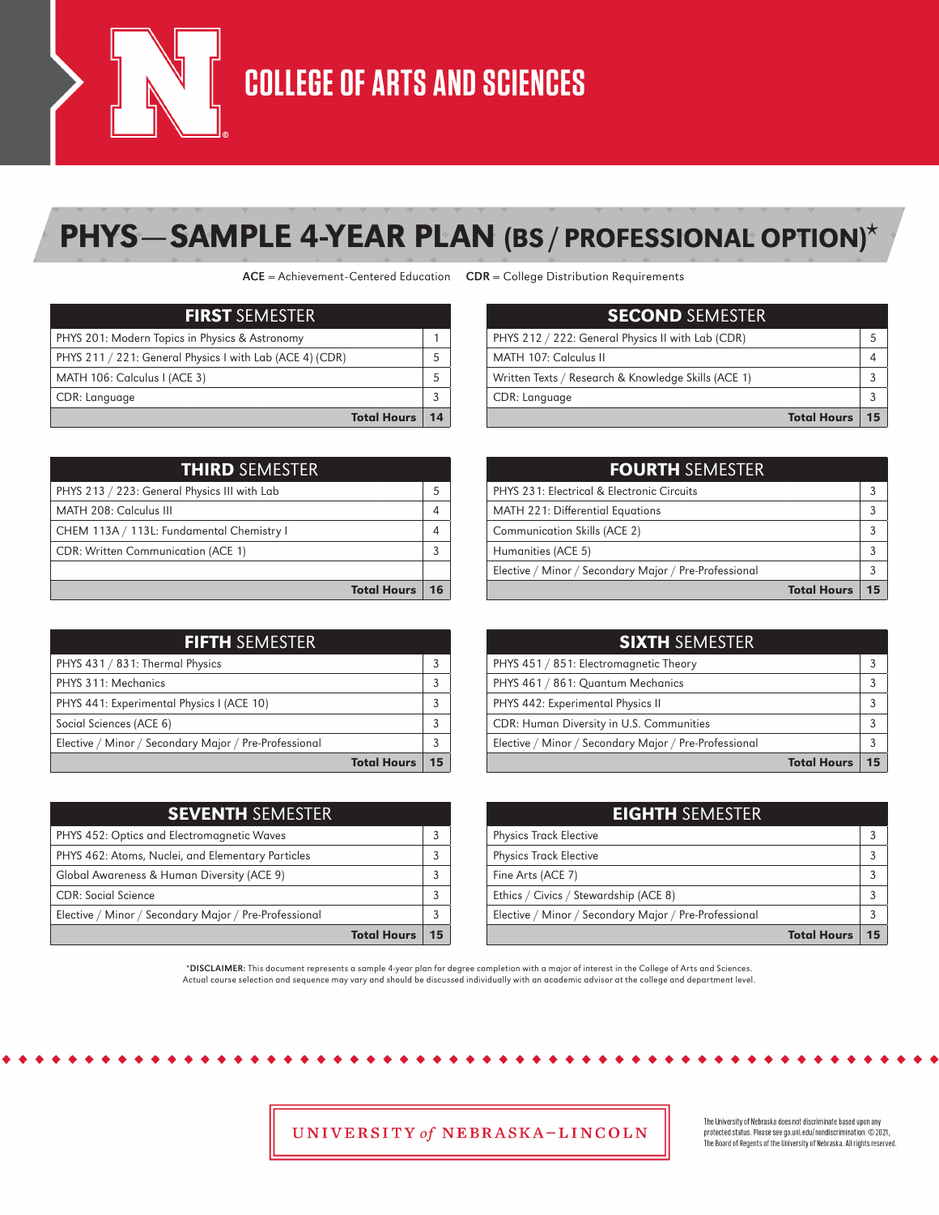# COLLEGE OF ARTS AND SCIENCES

## PHYS—SAMPLE 4-YEAR PLAN (BS / PROFESSIONAL OPTION)*

**ACE** = Achievement-Centered Education **CDR** = College Distribution Requirements

| **FIRST** SEMESTER | |
|---|---|
| PHYS 201: Modern Topics in Physics & Astronomy | 1 |
| PHYS 211 / 221: General Physics I with Lab (ACE 4) (CDR) | 5 |
| MATH 106: Calculus I (ACE 3) | 5 |
| CDR: Language | 3 |
| **Total Hours** | **14** |

| **SECOND** SEMESTER | |
|---|---|
| PHYS 212 / 222: General Physics II with Lab (CDR) | 5 |
| MATH 107: Calculus II | 4 |
| Written Texts / Research & Knowledge Skills (ACE 1) | 3 |
| CDR: Language | 3 |
| **Total Hours** | **15** |

| **THIRD** SEMESTER | |
|---|---|
| PHYS 213 / 223: General Physics III with Lab | 5 |
| MATH 208: Calculus III | 4 |
| CHEM 113A / 113L: Fundamental Chemistry I | 4 |
| CDR: Written Communication (ACE 1) | 3 |
| | |
| **Total Hours** | **16** |

| **FOURTH** SEMESTER | |
|---|---|
| PHYS 231: Electrical & Electronic Circuits | 3 |
| MATH 221: Differential Equations | 3 |
| Communication Skills (ACE 2) | 3 |
| Humanities (ACE 5) | 3 |
| Elective / Minor / Secondary Major / Pre-Professional | 3 |
| **Total Hours** | **15** |

| **FIFTH** SEMESTER | |
|---|---|
| PHYS 431 / 831: Thermal Physics | 3 |
| PHYS 311: Mechanics | 3 |
| PHYS 441: Experimental Physics I (ACE 10) | 3 |
| Social Sciences (ACE 6) | 3 |
| Elective / Minor / Secondary Major / Pre-Professional | 3 |
| **Total Hours** | **15** |

| **SIXTH** SEMESTER | |
|---|---|
| PHYS 451 / 851: Electromagnetic Theory | 3 |
| PHYS 461 / 861: Quantum Mechanics | 3 |
| PHYS 442: Experimental Physics II | 3 |
| CDR: Human Diversity in U.S. Communities | 3 |
| Elective / Minor / Secondary Major / Pre-Professional | 3 |
| **Total Hours** | **15** |

| **SEVENTH** SEMESTER | |
|---|---|
| PHYS 452: Optics and Electromagnetic Waves | 3 |
| PHYS 462: Atoms, Nuclei, and Elementary Particles | 3 |
| Global Awareness & Human Diversity (ACE 9) | 3 |
| CDR: Social Science | 3 |
| Elective / Minor / Secondary Major / Pre-Professional | 3 |
| **Total Hours** | **15** |

| **EIGHTH** SEMESTER | |
|---|---|
| Physics Track Elective | 3 |
| Physics Track Elective | 3 |
| Fine Arts (ACE 7) | 3 |
| Ethics / Civics / Stewardship (ACE 8) | 3 |
| Elective / Minor / Secondary Major / Pre-Professional | 3 |
| **Total Hours** | **15** |

*DISCLAIMER: This document represents a sample 4-year plan for degree completion with a major of interest in the College of Arts and Sciences. Actual course selection and sequence may vary and should be discussed individually with an academic advisor at the college and department level.

UNIVERSITY of NEBRASKA–LINCOLN

The University of Nebraska does not discriminate based upon any protected status. Please see go.unl.edu/nondiscrimination. © 2021, The Board of Regents of the University of Nebraska. All rights reserved.